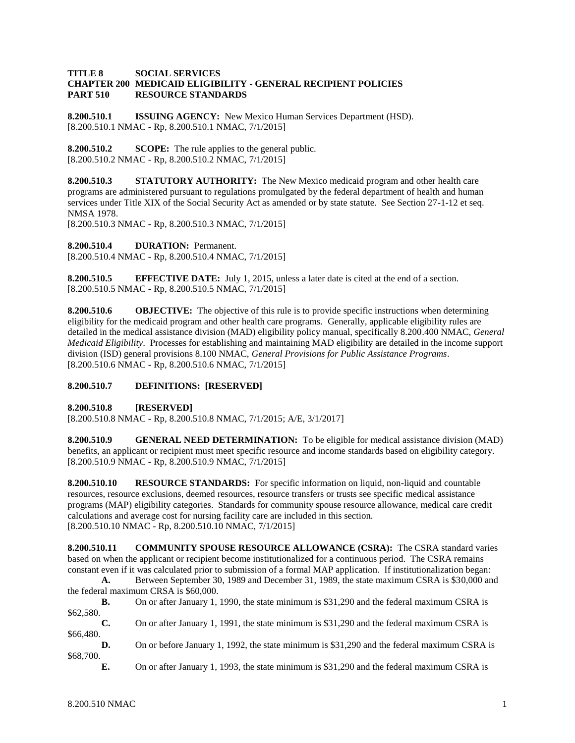**TITLE 8 SOCIAL SERVICES**
**CHAPTER 200 MEDICAID ELIGIBILITY - GENERAL RECIPIENT POLICIES**
**PART 510 RESOURCE STANDARDS**

**8.200.510.1 ISSUING AGENCY:** New Mexico Human Services Department (HSD).
[8.200.510.1 NMAC - Rp, 8.200.510.1 NMAC, 7/1/2015]

**8.200.510.2 SCOPE:** The rule applies to the general public.
[8.200.510.2 NMAC - Rp, 8.200.510.2 NMAC, 7/1/2015]

**8.200.510.3 STATUTORY AUTHORITY:** The New Mexico medicaid program and other health care programs are administered pursuant to regulations promulgated by the federal department of health and human services under Title XIX of the Social Security Act as amended or by state statute. See Section 27-1-12 et seq. NMSA 1978.
[8.200.510.3 NMAC - Rp, 8.200.510.3 NMAC, 7/1/2015]

**8.200.510.4 DURATION:** Permanent.
[8.200.510.4 NMAC - Rp, 8.200.510.4 NMAC, 7/1/2015]

**8.200.510.5 EFFECTIVE DATE:** July 1, 2015, unless a later date is cited at the end of a section.
[8.200.510.5 NMAC - Rp, 8.200.510.5 NMAC, 7/1/2015]

**8.200.510.6 OBJECTIVE:** The objective of this rule is to provide specific instructions when determining eligibility for the medicaid program and other health care programs. Generally, applicable eligibility rules are detailed in the medical assistance division (MAD) eligibility policy manual, specifically 8.200.400 NMAC, *General Medicaid Eligibility*. Processes for establishing and maintaining MAD eligibility are detailed in the income support division (ISD) general provisions 8.100 NMAC, *General Provisions for Public Assistance Programs*.
[8.200.510.6 NMAC - Rp, 8.200.510.6 NMAC, 7/1/2015]

**8.200.510.7 DEFINITIONS: [RESERVED]**

**8.200.510.8 [RESERVED]**
[8.200.510.8 NMAC - Rp, 8.200.510.8 NMAC, 7/1/2015; A/E, 3/1/2017]

**8.200.510.9 GENERAL NEED DETERMINATION:** To be eligible for medical assistance division (MAD) benefits, an applicant or recipient must meet specific resource and income standards based on eligibility category.
[8.200.510.9 NMAC - Rp, 8.200.510.9 NMAC, 7/1/2015]

**8.200.510.10 RESOURCE STANDARDS:** For specific information on liquid, non-liquid and countable resources, resource exclusions, deemed resources, resource transfers or trusts see specific medical assistance programs (MAP) eligibility categories. Standards for community spouse resource allowance, medical care credit calculations and average cost for nursing facility care are included in this section.
[8.200.510.10 NMAC - Rp, 8.200.510.10 NMAC, 7/1/2015]

**8.200.510.11 COMMUNITY SPOUSE RESOURCE ALLOWANCE (CSRA):** The CSRA standard varies based on when the applicant or recipient become institutionalized for a continuous period. The CSRA remains constant even if it was calculated prior to submission of a formal MAP application. If institutionalization began:

**A.** Between September 30, 1989 and December 31, 1989, the state maximum CSRA is $30,000 and the federal maximum CRSA is $60,000.

**B.** On or after January 1, 1990, the state minimum is $31,290 and the federal maximum CSRA is $62,580.

**C.** On or after January 1, 1991, the state minimum is $31,290 and the federal maximum CSRA is $66,480.

**D.** On or before January 1, 1992, the state minimum is $31,290 and the federal maximum CSRA is $68,700.

**E.** On or after January 1, 1993, the state minimum is $31,290 and the federal maximum CSRA is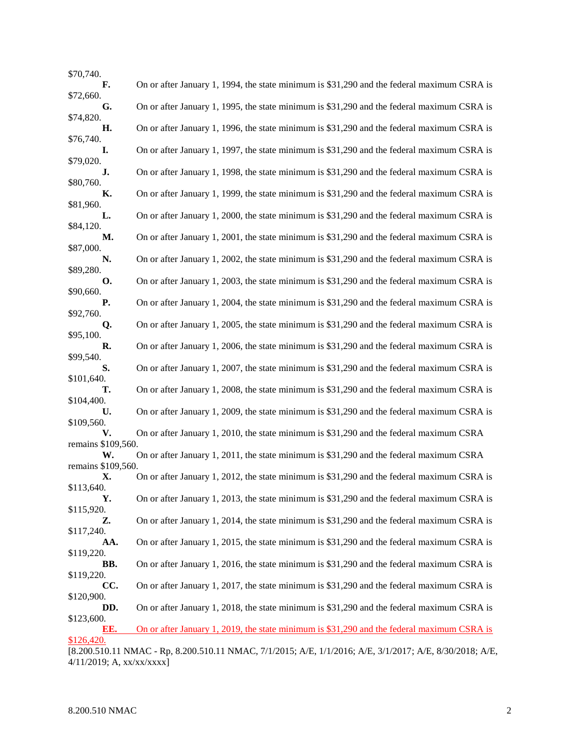$70,740.

**F.** On or after January 1, 1994, the state minimum is $31,290 and the federal maximum CSRA is $72,660.

**G.** On or after January 1, 1995, the state minimum is $31,290 and the federal maximum CSRA is $74,820.

**H.** On or after January 1, 1996, the state minimum is $31,290 and the federal maximum CSRA is $76,740.

**I.** On or after January 1, 1997, the state minimum is $31,290 and the federal maximum CSRA is $79,020.

**J.** On or after January 1, 1998, the state minimum is $31,290 and the federal maximum CSRA is $80,760.

**K.** On or after January 1, 1999, the state minimum is $31,290 and the federal maximum CSRA is $81,960.

**L.** On or after January 1, 2000, the state minimum is $31,290 and the federal maximum CSRA is $84,120.

**M.** On or after January 1, 2001, the state minimum is $31,290 and the federal maximum CSRA is $87,000.

**N.** On or after January 1, 2002, the state minimum is $31,290 and the federal maximum CSRA is $89,280.

**O.** On or after January 1, 2003, the state minimum is $31,290 and the federal maximum CSRA is $90,660.

**P.** On or after January 1, 2004, the state minimum is $31,290 and the federal maximum CSRA is $92,760.

**Q.** On or after January 1, 2005, the state minimum is $31,290 and the federal maximum CSRA is $95,100.

**R.** On or after January 1, 2006, the state minimum is $31,290 and the federal maximum CSRA is $99,540.

**S.** On or after January 1, 2007, the state minimum is $31,290 and the federal maximum CSRA is $101,640.

**T.** On or after January 1, 2008, the state minimum is $31,290 and the federal maximum CSRA is $104,400.

**U.** On or after January 1, 2009, the state minimum is $31,290 and the federal maximum CSRA is $109,560.

**V.** On or after January 1, 2010, the state minimum is $31,290 and the federal maximum CSRA remains $109,560.

**W.** On or after January 1, 2011, the state minimum is $31,290 and the federal maximum CSRA remains $109,560.

**X.** On or after January 1, 2012, the state minimum is $31,290 and the federal maximum CSRA is $113,640.

**Y.** On or after January 1, 2013, the state minimum is $31,290 and the federal maximum CSRA is $115,920.

**Z.** On or after January 1, 2014, the state minimum is $31,290 and the federal maximum CSRA is $117,240.

**AA.** On or after January 1, 2015, the state minimum is $31,290 and the federal maximum CSRA is $119,220.

**BB.** On or after January 1, 2016, the state minimum is $31,290 and the federal maximum CSRA is $119,220.

**CC.** On or after January 1, 2017, the state minimum is $31,290 and the federal maximum CSRA is $120,900.

**DD.** On or after January 1, 2018, the state minimum is $31,290 and the federal maximum CSRA is $123,600.

**EE.** On or after January 1, 2019, the state minimum is $31,290 and the federal maximum CSRA is $126,420.

[8.200.510.11 NMAC - Rp, 8.200.510.11 NMAC, 7/1/2015; A/E, 1/1/2016; A/E, 3/1/2017; A/E, 8/30/2018; A/E, 4/11/2019; A, xx/xx/xxxx]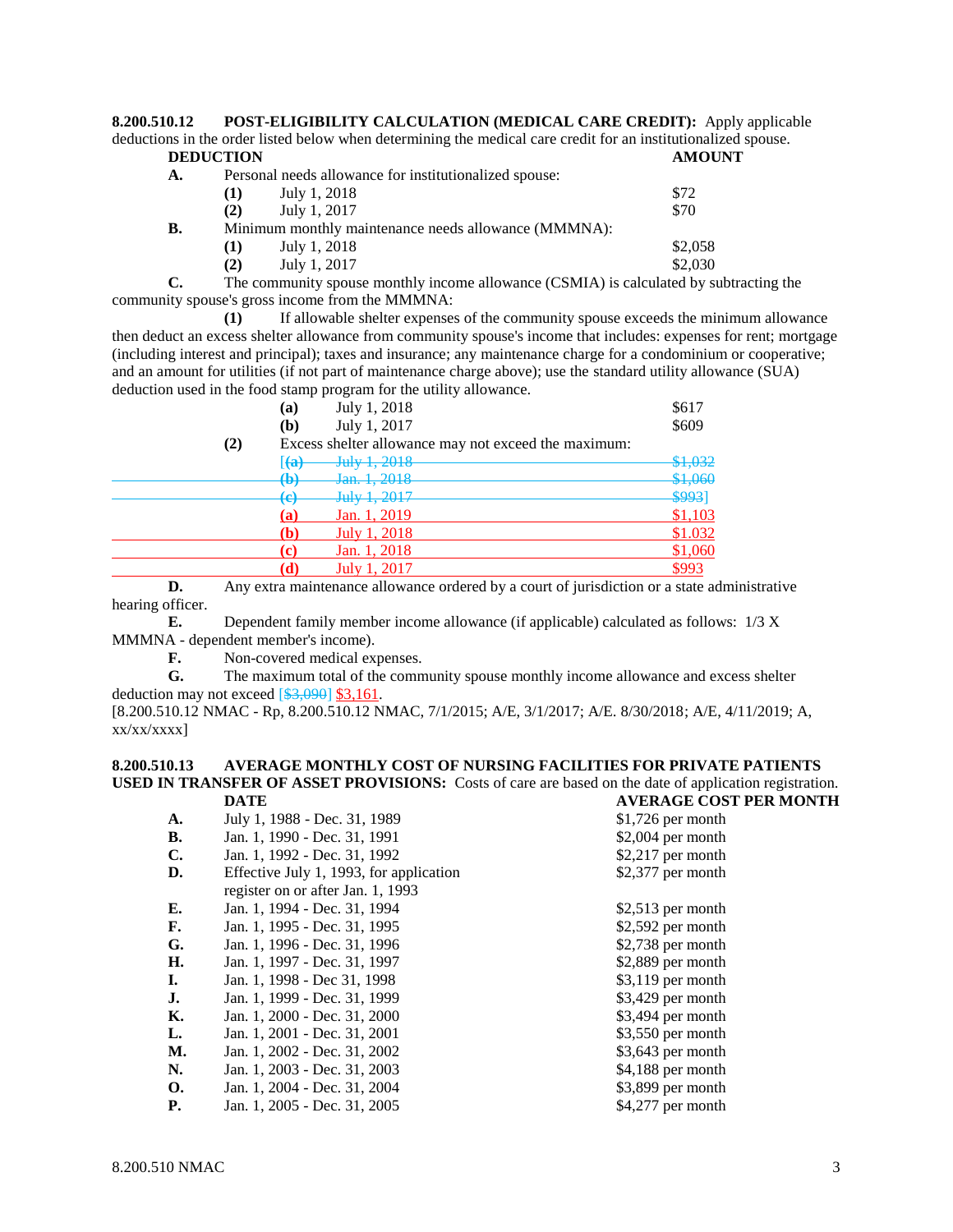**8.200.510.12 POST-ELIGIBILITY CALCULATION (MEDICAL CARE CREDIT):** Apply applicable deductions in the order listed below when determining the medical care credit for an institutionalized spouse.

| **DEDUCTION** | **AMOUNT** |
|---|---|
| **A.** Personal needs allowance for institutionalized spouse: | |
| **(1)** July 1, 2018 | $72 |
| **(2)** July 1, 2017 | $70 |
| **B.** Minimum monthly maintenance needs allowance (MMMNA): | |
| **(1)** July 1, 2018 | $2,058 |
| **(2)** July 1, 2017 | $2,030 |

**C.** The community spouse monthly income allowance (CSMIA) is calculated by subtracting the community spouse's gross income from the MMMNA:

**(1)** If allowable shelter expenses of the community spouse exceeds the minimum allowance then deduct an excess shelter allowance from community spouse's income that includes: expenses for rent; mortgage (including interest and principal); taxes and insurance; any maintenance charge for a condominium or cooperative; and an amount for utilities (if not part of maintenance charge above); use the standard utility allowance (SUA) deduction used in the food stamp program for the utility allowance.

| | |
|---|---|
| **(a)** July 1, 2018 | $617 |
| **(b)** July 1, 2017 | $609 |

**(2)** Excess shelter allowance may not exceed the maximum:

| | |
|---|---|
| [~~**(a)** July 1, 2018~~ | ~~$1,032~~ |
| ~~**(b)** Jan. 1, 2018~~ | ~~$1,060~~ |
| ~~**(c)** July 1, 2017~~ | ~~$993~~] |
| **(a)** Jan. 1, 2019 | $1,103 |
| **(b)** July 1, 2018 | $1.032 |
| **(c)** Jan. 1, 2018 | $1,060 |
| **(d)** July 1, 2017 | $993 |

**D.** Any extra maintenance allowance ordered by a court of jurisdiction or a state administrative hearing officer.

**E.** Dependent family member income allowance (if applicable) calculated as follows: 1/3 X MMMNA - dependent member's income).

**F.** Non-covered medical expenses.

**G.** The maximum total of the community spouse monthly income allowance and excess shelter deduction may not exceed [~~$3,090~~] $3,161.

[8.200.510.12 NMAC - Rp, 8.200.510.12 NMAC, 7/1/2015; A/E, 3/1/2017; A/E. 8/30/2018; A/E, 4/11/2019; A, xx/xx/xxxx]

**8.200.510.13 AVERAGE MONTHLY COST OF NURSING FACILITIES FOR PRIVATE PATIENTS USED IN TRANSFER OF ASSET PROVISIONS:** Costs of care are based on the date of application registration.

| | **DATE** | **AVERAGE COST PER MONTH** |
|---|---|---|
| **A.** | July 1, 1988 - Dec. 31, 1989 | $1,726 per month |
| **B.** | Jan. 1, 1990 - Dec. 31, 1991 | $2,004 per month |
| **C.** | Jan. 1, 1992 - Dec. 31, 1992 | $2,217 per month |
| **D.** | Effective July 1, 1993, for application register on or after Jan. 1, 1993 | $2,377 per month |
| **E.** | Jan. 1, 1994 - Dec. 31, 1994 | $2,513 per month |
| **F.** | Jan. 1, 1995 - Dec. 31, 1995 | $2,592 per month |
| **G.** | Jan. 1, 1996 - Dec. 31, 1996 | $2,738 per month |
| **H.** | Jan. 1, 1997 - Dec. 31, 1997 | $2,889 per month |
| **I.** | Jan. 1, 1998 - Dec 31, 1998 | $3,119 per month |
| **J.** | Jan. 1, 1999 - Dec. 31, 1999 | $3,429 per month |
| **K.** | Jan. 1, 2000 - Dec. 31, 2000 | $3,494 per month |
| **L.** | Jan. 1, 2001 - Dec. 31, 2001 | $3,550 per month |
| **M.** | Jan. 1, 2002 - Dec. 31, 2002 | $3,643 per month |
| **N.** | Jan. 1, 2003 - Dec. 31, 2003 | $4,188 per month |
| **O.** | Jan. 1, 2004 - Dec. 31, 2004 | $3,899 per month |
| **P.** | Jan. 1, 2005 - Dec. 31, 2005 | $4,277 per month |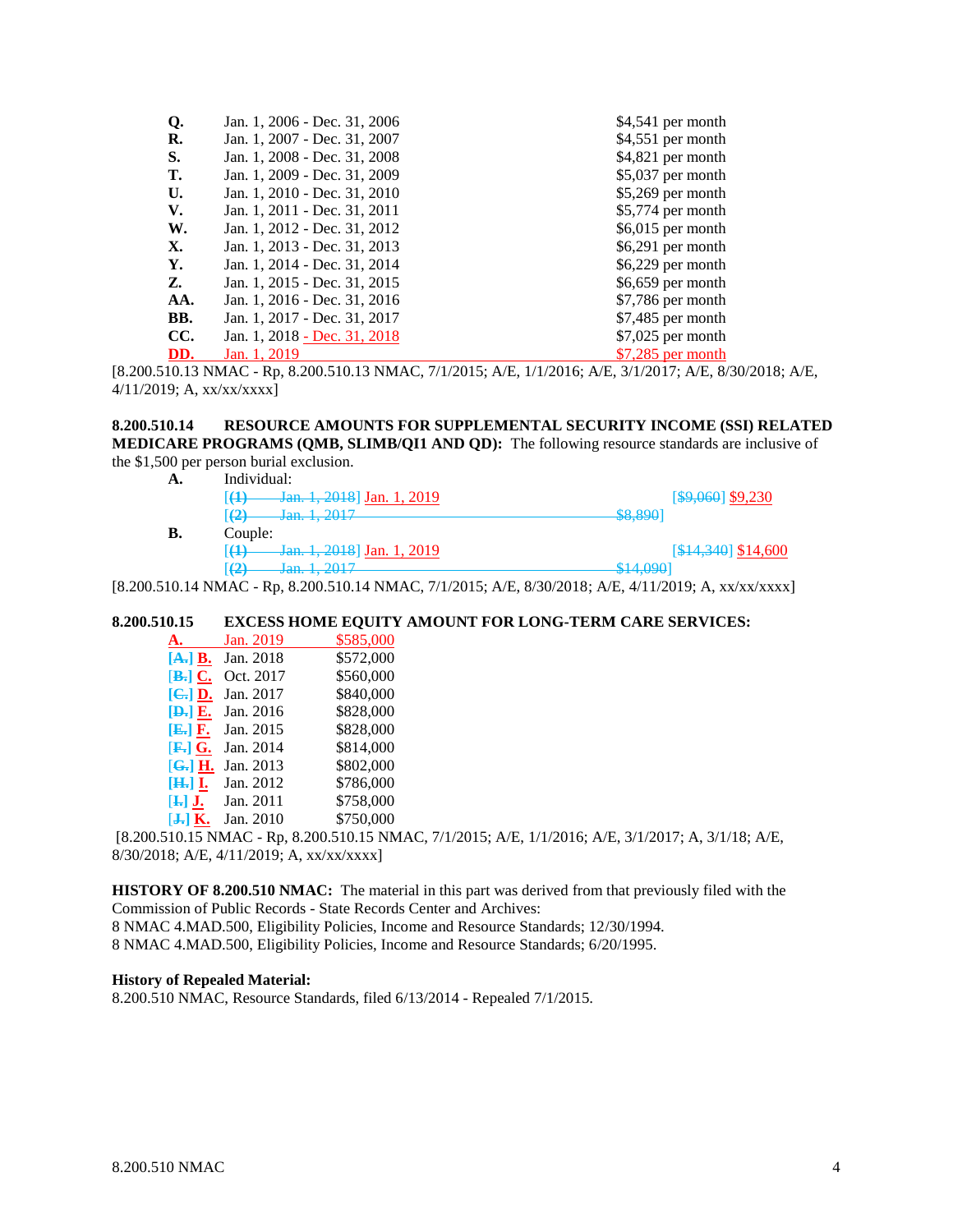| | | |
|---|---|---|
| **Q.** | Jan. 1, 2006 - Dec. 31, 2006 | $4,541 per month |
| **R.** | Jan. 1, 2007 - Dec. 31, 2007 | $4,551 per month |
| **S.** | Jan. 1, 2008 - Dec. 31, 2008 | $4,821 per month |
| **T.** | Jan. 1, 2009 - Dec. 31, 2009 | $5,037 per month |
| **U.** | Jan. 1, 2010 - Dec. 31, 2010 | $5,269 per month |
| **V.** | Jan. 1, 2011 - Dec. 31, 2011 | $5,774 per month |
| **W.** | Jan. 1, 2012 - Dec. 31, 2012 | $6,015 per month |
| **X.** | Jan. 1, 2013 - Dec. 31, 2013 | $6,291 per month |
| **Y.** | Jan. 1, 2014 - Dec. 31, 2014 | $6,229 per month |
| **Z.** | Jan. 1, 2015 - Dec. 31, 2015 | $6,659 per month |
| **AA.** | Jan. 1, 2016 - Dec. 31, 2016 | $7,786 per month |
| **BB.** | Jan. 1, 2017 - Dec. 31, 2017 | $7,485 per month |
| **CC.** | Jan. 1, 2018 - Dec. 31, 2018 | $7,025 per month |
| **DD.** | Jan. 1, 2019 | $7,285 per month |

[8.200.510.13 NMAC - Rp, 8.200.510.13 NMAC, 7/1/2015; A/E, 1/1/2016; A/E, 3/1/2017; A/E, 8/30/2018; A/E, 4/11/2019; A, xx/xx/xxxx]

**8.200.510.14 RESOURCE AMOUNTS FOR SUPPLEMENTAL SECURITY INCOME (SSI) RELATED MEDICARE PROGRAMS (QMB, SLIMB/QI1 AND QD):** The following resource standards are inclusive of the $1,500 per person burial exclusion.

**A.** Individual:

[(1) Jan. 1, 2018] Jan. 1, 2019 [$9,060] $9,230

[(2) Jan. 1, 2017 $8,890]

**B.** Couple:

[(1) Jan. 1, 2018] Jan. 1, 2019 [$14,340] $14,600

[(2) Jan. 1, 2017 $14,090]

[8.200.510.14 NMAC - Rp, 8.200.510.14 NMAC, 7/1/2015; A/E, 8/30/2018; A/E, 4/11/2019; A, xx/xx/xxxx]

**8.200.510.15 EXCESS HOME EQUITY AMOUNT FOR LONG-TERM CARE SERVICES:**

| | | |
|---|---|---|
| **A.** | Jan. 2019 | $585,000 |
| [**A.**] **B.** | Jan. 2018 | $572,000 |
| [**B.**] **C.** | Oct. 2017 | $560,000 |
| [**C.**] **D.** | Jan. 2017 | $840,000 |
| [**D.**] **E.** | Jan. 2016 | $828,000 |
| [**E.**] **F.** | Jan. 2015 | $828,000 |
| [**F.**] **G.** | Jan. 2014 | $814,000 |
| [**G.**] **H.** | Jan. 2013 | $802,000 |
| [**H.**] **I.** | Jan. 2012 | $786,000 |
| [**I.**] **J.** | Jan. 2011 | $758,000 |
| [**J.**] **K.** | Jan. 2010 | $750,000 |

[8.200.510.15 NMAC - Rp, 8.200.510.15 NMAC, 7/1/2015; A/E, 1/1/2016; A/E, 3/1/2017; A, 3/1/18; A/E, 8/30/2018; A/E, 4/11/2019; A, xx/xx/xxxx]

**HISTORY OF 8.200.510 NMAC:** The material in this part was derived from that previously filed with the Commission of Public Records - State Records Center and Archives:
8 NMAC 4.MAD.500, Eligibility Policies, Income and Resource Standards; 12/30/1994.
8 NMAC 4.MAD.500, Eligibility Policies, Income and Resource Standards; 6/20/1995.

**History of Repealed Material:**
8.200.510 NMAC, Resource Standards, filed 6/13/2014 - Repealed 7/1/2015.